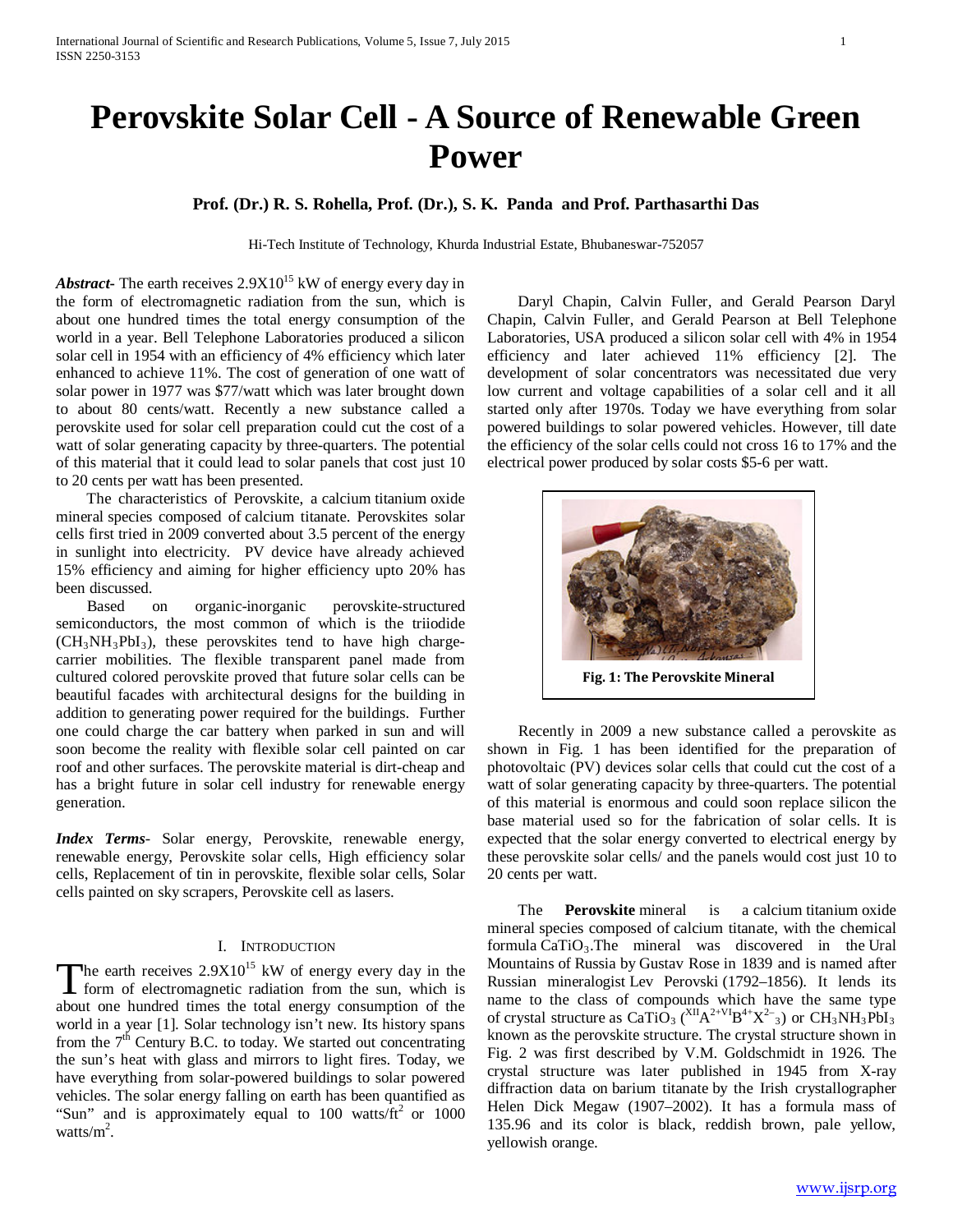# Perovskite Solar Cell - A Source of Renewable Green Power

**Prof. (Dr.) R. S. Rohella, Prof. (Dr.), S. K. Panda and Prof. Parthasarthi Das**

Hi-Tech Institute of Technology, Khurda Industrial Estate, Bhubaneswar-752057

***Abstract***- The earth receives $2.9X10^{15}$ kW of energy every day in the form of electromagnetic radiation from the sun, which is about one hundred times the total energy consumption of the world in a year. Bell Telephone Laboratories produced a silicon solar cell in 1954 with an efficiency of 4% efficiency which later enhanced to achieve 11%. The cost of generation of one watt of solar power in 1977 was \$77/watt which was later brought down to about 80 cents/watt. Recently a new substance called a perovskite used for solar cell preparation could cut the cost of a watt of solar generating capacity by three-quarters. The potential of this material that it could lead to solar panels that cost just 10 to 20 cents per watt has been presented.

The characteristics of Perovskite, a calcium titanium oxide mineral species composed of calcium titanate. Perovskites solar cells first tried in 2009 converted about 3.5 percent of the energy in sunlight into electricity. PV device have already achieved 15% efficiency and aiming for higher efficiency upto 20% has been discussed.

Based on organic-inorganic perovskite-structured semiconductors, the most common of which is the triiodide ($CH_3NH_3PbI_3$), these perovskites tend to have high charge-carrier mobilities. The flexible transparent panel made from cultured colored perovskite proved that future solar cells can be beautiful facades with architectural designs for the building in addition to generating power required for the buildings. Further one could charge the car battery when parked in sun and will soon become the reality with flexible solar cell painted on car roof and other surfaces. The perovskite material is dirt-cheap and has a bright future in solar cell industry for renewable energy generation.

***Index Terms***- Solar energy, Perovskite, renewable energy, renewable energy, Perovskite solar cells, High efficiency solar cells, Replacement of tin in perovskite, flexible solar cells, Solar cells painted on sky scrapers, Perovskite cell as lasers.

## I. Introduction

The earth receives $2.9X10^{15}$ kW of energy every day in the form of electromagnetic radiation from the sun, which is about one hundred times the total energy consumption of the world in a year [1]. Solar technology isn't new. Its history spans from the $7^{th}$ Century B.C. to today. We started out concentrating the sun's heat with glass and mirrors to light fires. Today, we have everything from solar-powered buildings to solar powered vehicles. The solar energy falling on earth has been quantified as "Sun" and is approximately equal to 100 watts/$ft^2$ or 1000 watts/$m^2$.

Daryl Chapin, Calvin Fuller, and Gerald Pearson Daryl Chapin, Calvin Fuller, and Gerald Pearson at Bell Telephone Laboratories, USA produced a silicon solar cell with 4% in 1954 efficiency and later achieved 11% efficiency [2]. The development of solar concentrators was necessitated due very low current and voltage capabilities of a solar cell and it all started only after 1970s. Today we have everything from solar powered buildings to solar powered vehicles. However, till date the efficiency of the solar cells could not cross 16 to 17% and the electrical power produced by solar costs \$5-6 per watt.

**Fig. 1: The Perovskite Mineral**

Recently in 2009 a new substance called a perovskite as shown in Fig. 1 has been identified for the preparation of photovoltaic (PV) devices solar cells that could cut the cost of a watt of solar generating capacity by three-quarters. The potential of this material is enormous and could soon replace silicon the base material used so for the fabrication of solar cells. It is expected that the solar energy converted to electrical energy by these perovskite solar cells/ and the panels would cost just 10 to 20 cents per watt.

The **Perovskite** mineral is a calcium titanium oxide mineral species composed of calcium titanate, with the chemical formula $CaTiO_3$.The mineral was discovered in the Ural Mountains of Russia by Gustav Rose in 1839 and is named after Russian mineralogist Lev Perovski (1792–1856). It lends its name to the class of compounds which have the same type of crystal structure as $CaTiO_3$ ($^{XII}A^{2+VI}B^{4+}X^{2-}{}_3$) or $CH_3NH_3PbI_3$ known as the perovskite structure. The crystal structure shown in Fig. 2 was first described by V.M. Goldschmidt in 1926. The crystal structure was later published in 1945 from X-ray diffraction data on barium titanate by the Irish crystallographer Helen Dick Megaw (1907–2002). It has a formula mass of 135.96 and its color is black, reddish brown, pale yellow, yellowish orange.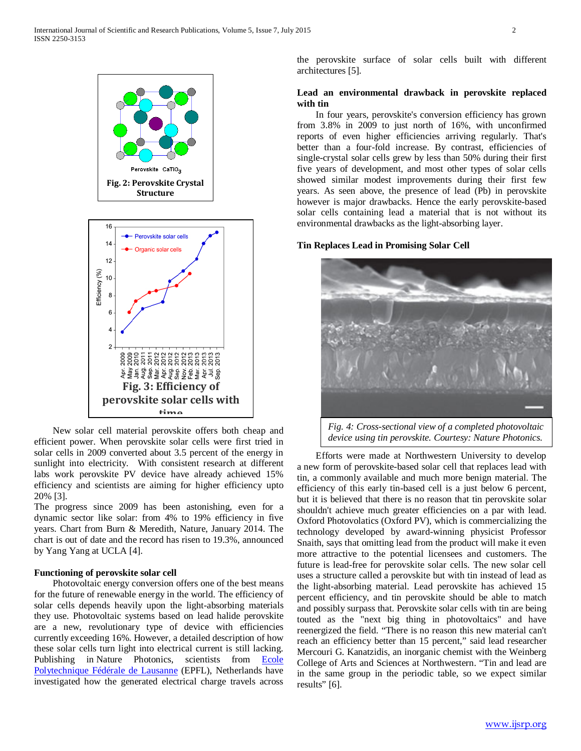Fig. 2: Perovskite Crystal Structure

Fig. 3: Efficiency of perovskite solar cells with time

New solar cell material perovskite offers both cheap and efficient power. When perovskite solar cells were first tried in solar cells in 2009 converted about 3.5 percent of the energy in sunlight into electricity. With consistent research at different labs work perovskite PV device have already achieved 15% efficiency and scientists are aiming for higher efficiency upto 20% [3].

The progress since 2009 has been astonishing, even for a dynamic sector like solar: from 4% to 19% efficiency in five years. Chart from Burn & Meredith, Nature, January 2014. The chart is out of date and the record has risen to 19.3%, announced by Yang Yang at UCLA [4].

**Functioning of perovskite solar cell**

Photovoltaic energy conversion offers one of the best means for the future of renewable energy in the world. The efficiency of solar cells depends heavily upon the light-absorbing materials they use. Photovoltaic systems based on lead halide perovskite are a new, revolutionary type of device with efficiencies currently exceeding 16%. However, a detailed description of how these solar cells turn light into electrical current is still lacking. Publishing in Nature Photonics, scientists from Ecole Polytechnique Fédérale de Lausanne (EPFL), Netherlands have investigated how the generated electrical charge travels across the perovskite surface of solar cells built with different architectures [5].

**Lead an environmental drawback in perovskite replaced with tin**

In four years, perovskite's conversion efficiency has grown from 3.8% in 2009 to just north of 16%, with unconfirmed reports of even higher efficiencies arriving regularly. That's better than a four-fold increase. By contrast, efficiencies of single-crystal solar cells grew by less than 50% during their first five years of development, and most other types of solar cells showed similar modest improvements during their first few years. As seen above, the presence of lead (Pb) in perovskite however is major drawbacks. Hence the early perovskite-based solar cells containing lead a material that is not without its environmental drawbacks as the light-absorbing layer.

**Tin Replaces Lead in Promising Solar Cell**

*Fig. 4: Cross-sectional view of a completed photovoltaic device using tin perovskite. Courtesy: Nature Photonics.*

Efforts were made at Northwestern University to develop a new form of perovskite-based solar cell that replaces lead with tin, a commonly available and much more benign material. The efficiency of this early tin-based cell is a just below 6 percent, but it is believed that there is no reason that tin perovskite solar shouldn't achieve much greater efficiencies on a par with lead. Oxford Photovolatics (Oxford PV), which is commercializing the technology developed by award-winning physicist Professor Snaith, says that omitting lead from the product will make it even more attractive to the potential licensees and customers. The future is lead-free for perovskite solar cells. The new solar cell uses a structure called a perovskite but with tin instead of lead as the light-absorbing material. Lead perovskite has achieved 15 percent efficiency, and tin perovskite should be able to match and possibly surpass that. Perovskite solar cells with tin are being touted as the "next big thing in photovoltaics" and have reenergized the field. "There is no reason this new material can't reach an efficiency better than 15 percent," said lead researcher Mercouri G. Kanatzidis, an inorganic chemist with the Weinberg College of Arts and Sciences at Northwestern. "Tin and lead are in the same group in the periodic table, so we expect similar results" [6].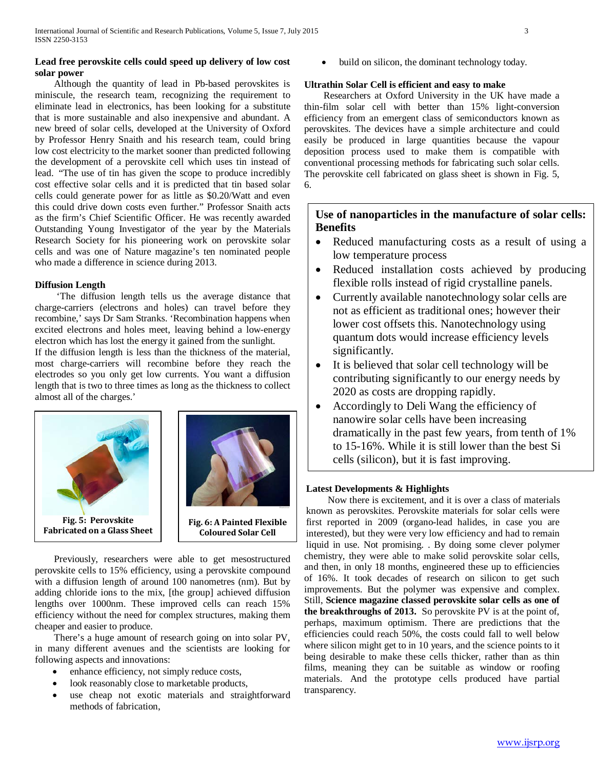**Lead free perovskite cells could speed up delivery of low cost solar power**

Although the quantity of lead in Pb-based perovskites is miniscule, the research team, recognizing the requirement to eliminate lead in electronics, has been looking for a substitute that is more sustainable and also inexpensive and abundant. A new breed of solar cells, developed at the University of Oxford by Professor Henry Snaith and his research team, could bring low cost electricity to the market sooner than predicted following the development of a perovskite cell which uses tin instead of lead. "The use of tin has given the scope to produce incredibly cost effective solar cells and it is predicted that tin based solar cells could generate power for as little as $0.20/Watt and even this could drive down costs even further." Professor Snaith acts as the firm's Chief Scientific Officer. He was recently awarded Outstanding Young Investigator of the year by the Materials Research Society for his pioneering work on perovskite solar cells and was one of Nature magazine's ten nominated people who made a difference in science during 2013.

**Diffusion Length**

'The diffusion length tells us the average distance that charge-carriers (electrons and holes) can travel before they recombine,' says Dr Sam Stranks. 'Recombination happens when excited electrons and holes meet, leaving behind a low-energy electron which has lost the energy it gained from the sunlight.
If the diffusion length is less than the thickness of the material, most charge-carriers will recombine before they reach the electrodes so you only get low currents. You want a diffusion length that is two to three times as long as the thickness to collect almost all of the charges.'

Fig. 5: Perovskite Fabricated on a Glass Sheet

Fig. 6: A Painted Flexible Coloured Solar Cell

Previously, researchers were able to get mesostructured perovskite cells to 15% efficiency, using a perovskite compound with a diffusion length of around 100 nanometres (nm). But by adding chloride ions to the mix, [the group] achieved diffusion lengths over 1000nm. These improved cells can reach 15% efficiency without the need for complex structures, making them cheaper and easier to produce.

There's a huge amount of research going on into solar PV, in many different avenues and the scientists are looking for following aspects and innovations:

- enhance efficiency, not simply reduce costs,
- look reasonably close to marketable products,
- use cheap not exotic materials and straightforward methods of fabrication,
- build on silicon, the dominant technology today.

**Ultrathin Solar Cell is efficient and easy to make**

Researchers at Oxford University in the UK have made a thin-film solar cell with better than 15% light-conversion efficiency from an emergent class of semiconductors known as perovskites. The devices have a simple architecture and could easily be produced in large quantities because the vapour deposition process used to make them is compatible with conventional processing methods for fabricating such solar cells. The perovskite cell fabricated on glass sheet is shown in Fig. 5, 6.

**Use of nanoparticles in the manufacture of solar cells: Benefits**

- Reduced manufacturing costs as a result of using a low temperature process
- Reduced installation costs achieved by producing flexible rolls instead of rigid crystalline panels.
- Currently available nanotechnology solar cells are not as efficient as traditional ones; however their lower cost offsets this. Nanotechnology using quantum dots would increase efficiency levels significantly.
- It is believed that solar cell technology will be contributing significantly to our energy needs by 2020 as costs are dropping rapidly.
- Accordingly to Deli Wang the efficiency of nanowire solar cells have been increasing dramatically in the past few years, from tenth of 1% to 15-16%. While it is still lower than the best Si cells (silicon), but it is fast improving.

**Latest Developments & Highlights**

Now there is excitement, and it is over a class of materials known as perovskites. Perovskite materials for solar cells were first reported in 2009 (organo-lead halides, in case you are interested), but they were very low efficiency and had to remain liquid in use. Not promising. . By doing some clever polymer chemistry, they were able to make solid perovskite solar cells, and then, in only 18 months, engineered these up to efficiencies of 16%. It took decades of research on silicon to get such improvements. But the polymer was expensive and complex. Still, **Science magazine classed perovskite solar cells as one of the breakthroughs of 2013.** So perovskite PV is at the point of, perhaps, maximum optimism. There are predictions that the efficiencies could reach 50%, the costs could fall to well below where silicon might get to in 10 years, and the science points to it being desirable to make these cells thicker, rather than as thin films, meaning they can be suitable as window or roofing materials. And the prototype cells produced have partial transparency.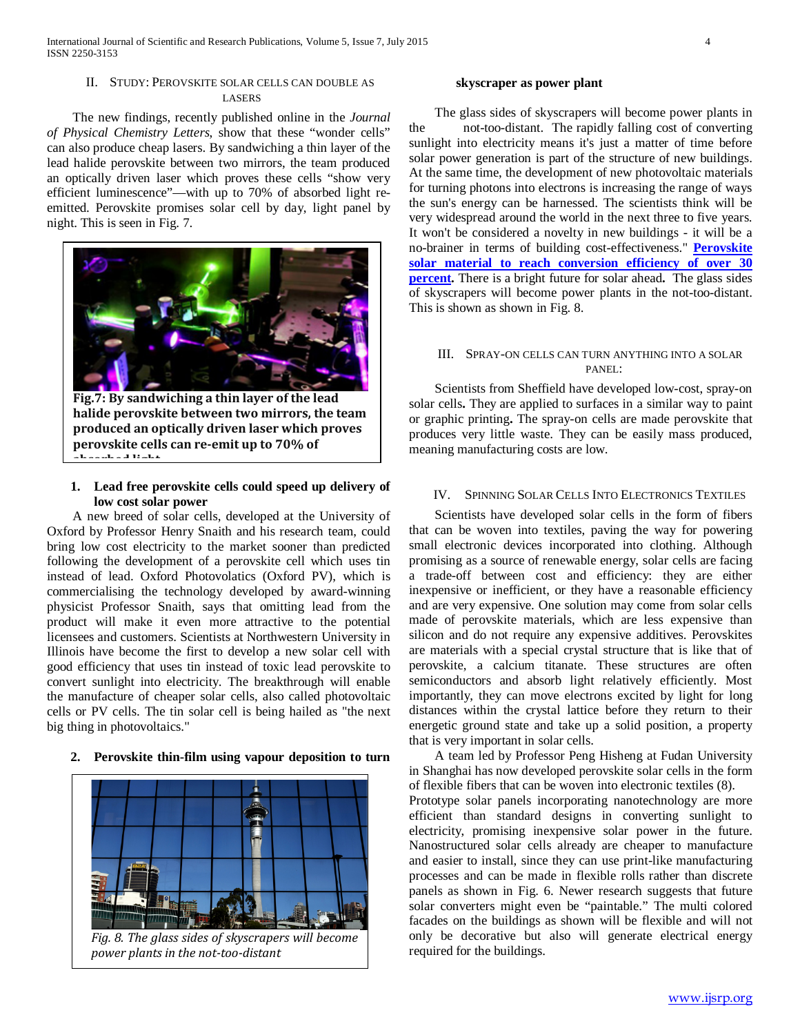## II. Study: Perovskite solar cells can double as lasers

The new findings, recently published online in the *Journal of Physical Chemistry Letters*, show that these "wonder cells" can also produce cheap lasers. By sandwiching a thin layer of the lead halide perovskite between two mirrors, the team produced an optically driven laser which proves these cells "show very efficient luminescence"—with up to 70% of absorbed light re-emitted. Perovskite promises solar cell by day, light panel by night. This is seen in Fig. 7.

**Fig.7: By sandwiching a thin layer of the lead halide perovskite between two mirrors, the team produced an optically driven laser which proves perovskite cells can re-emit up to 70% of absorbed light**

### 1. Lead free perovskite cells could speed up delivery of low cost solar power

A new breed of solar cells, developed at the University of Oxford by Professor Henry Snaith and his research team, could bring low cost electricity to the market sooner than predicted following the development of a perovskite cell which uses tin instead of lead. Oxford Photovolatics (Oxford PV), which is commercialising the technology developed by award-winning physicist Professor Snaith, says that omitting lead from the product will make it even more attractive to the potential licensees and customers. Scientists at Northwestern University in Illinois have become the first to develop a new solar cell with good efficiency that uses tin instead of toxic lead perovskite to convert sunlight into electricity. The breakthrough will enable the manufacture of cheaper solar cells, also called photovoltaic cells or PV cells. The tin solar cell is being hailed as "the next big thing in photovoltaics."

### 2. Perovskite thin-film using vapour deposition to turn skyscraper as power plant

*Fig. 8. The glass sides of skyscrapers will become power plants in the not-too-distant*

The glass sides of skyscrapers will become power plants in the not-too-distant. The rapidly falling cost of converting sunlight into electricity means it's just a matter of time before solar power generation is part of the structure of new buildings. At the same time, the development of new photovoltaic materials for turning photons into electrons is increasing the range of ways the sun's energy can be harnessed. The scientists think will be very widespread around the world in the next three to five years. It won't be considered a novelty in new buildings - it will be a no-brainer in terms of building cost-effectiveness." **Perovskite solar material to reach conversion efficiency of over 30 percent.** There is a bright future for solar ahead**.** The glass sides of skyscrapers will become power plants in the not-too-distant. This is shown as shown in Fig. 8.

## III. Spray-on cells can turn anything into a solar panel:

Scientists from Sheffield have developed low-cost, spray-on solar cells**.** They are applied to surfaces in a similar way to paint or graphic printing**.** The spray-on cells are made perovskite that produces very little waste. They can be easily mass produced, meaning manufacturing costs are low.

## IV. Spinning Solar Cells Into Electronics Textiles

Scientists have developed solar cells in the form of fibers that can be woven into textiles, paving the way for powering small electronic devices incorporated into clothing. Although promising as a source of renewable energy, solar cells are facing a trade-off between cost and efficiency: they are either inexpensive or inefficient, or they have a reasonable efficiency and are very expensive. One solution may come from solar cells made of perovskite materials, which are less expensive than silicon and do not require any expensive additives. Perovskites are materials with a special crystal structure that is like that of perovskite, a calcium titanate. These structures are often semiconductors and absorb light relatively efficiently. Most importantly, they can move electrons excited by light for long distances within the crystal lattice before they return to their energetic ground state and take up a solid position, a property that is very important in solar cells.

A team led by Professor Peng Hisheng at Fudan University in Shanghai has now developed perovskite solar cells in the form of flexible fibers that can be woven into electronic textiles (8).
Prototype solar panels incorporating nanotechnology are more efficient than standard designs in converting sunlight to electricity, promising inexpensive solar power in the future. Nanostructured solar cells already are cheaper to manufacture and easier to install, since they can use print-like manufacturing processes and can be made in flexible rolls rather than discrete panels as shown in Fig. 6. Newer research suggests that future solar converters might even be "paintable." The multi colored facades on the buildings as shown will be flexible and will not only be decorative but also will generate electrical energy required for the buildings.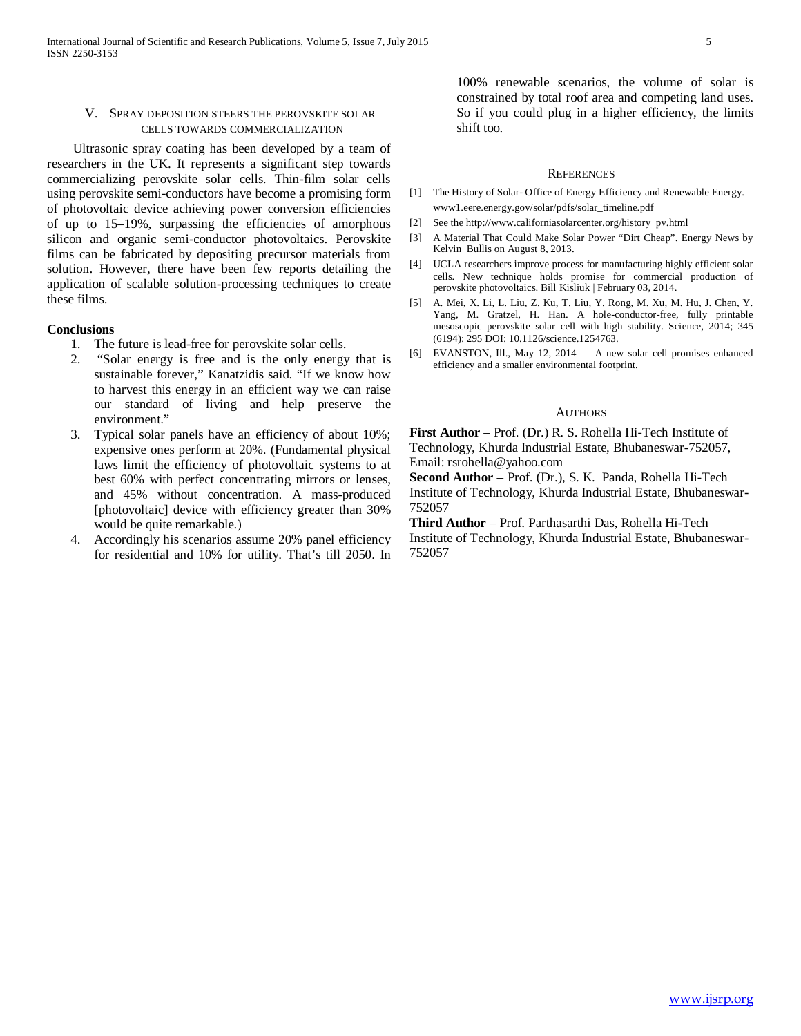## V. Spray Deposition Steers the Perovskite Solar Cells Towards Commercialization

Ultrasonic spray coating has been developed by a team of researchers in the UK. It represents a significant step towards commercializing perovskite solar cells. Thin-film solar cells using perovskite semi-conductors have become a promising form of photovoltaic device achieving power conversion efficiencies of up to 15–19%, surpassing the efficiencies of amorphous silicon and organic semi-conductor photovoltaics. Perovskite films can be fabricated by depositing precursor materials from solution. However, there have been few reports detailing the application of scalable solution-processing techniques to create these films.

**Conclusions**

1. The future is lead-free for perovskite solar cells.
2. "Solar energy is free and is the only energy that is sustainable forever," Kanatzidis said. "If we know how to harvest this energy in an efficient way we can raise our standard of living and help preserve the environment."
3. Typical solar panels have an efficiency of about 10%; expensive ones perform at 20%. (Fundamental physical laws limit the efficiency of photovoltaic systems to at best 60% with perfect concentrating mirrors or lenses, and 45% without concentration. A mass-produced [photovoltaic] device with efficiency greater than 30% would be quite remarkable.)
4. Accordingly his scenarios assume 20% panel efficiency for residential and 10% for utility. That's till 2050. In 100% renewable scenarios, the volume of solar is constrained by total roof area and competing land uses. So if you could plug in a higher efficiency, the limits shift too.

## References

[1] The History of Solar- Office of Energy Efficiency and Renewable Energy. www1.eere.energy.gov/solar/pdfs/solar_timeline.pdf

[2] See the http://www.californiasolarcenter.org/history_pv.html

[3] A Material That Could Make Solar Power "Dirt Cheap". Energy News by Kelvin Bullis on August 8, 2013.

[4] UCLA researchers improve process for manufacturing highly efficient solar cells. New technique holds promise for commercial production of perovskite photovoltaics. Bill Kisliuk | February 03, 2014.

[5] A. Mei, X. Li, L. Liu, Z. Ku, T. Liu, Y. Rong, M. Xu, M. Hu, J. Chen, Y. Yang, M. Gratzel, H. Han. A hole-conductor-free, fully printable mesoscopic perovskite solar cell with high stability. Science, 2014; 345 (6194): 295 DOI: 10.1126/science.1254763.

[6] EVANSTON, Ill., May 12, 2014 — A new solar cell promises enhanced efficiency and a smaller environmental footprint.

## Authors

**First Author** – Prof. (Dr.) R. S. Rohella Hi-Tech Institute of Technology, Khurda Industrial Estate, Bhubaneswar-752057, Email: rsrohella@yahoo.com

**Second Author** – Prof. (Dr.), S. K. Panda, Rohella Hi-Tech Institute of Technology, Khurda Industrial Estate, Bhubaneswar-752057

**Third Author** – Prof. Parthasarthi Das, Rohella Hi-Tech Institute of Technology, Khurda Industrial Estate, Bhubaneswar-752057